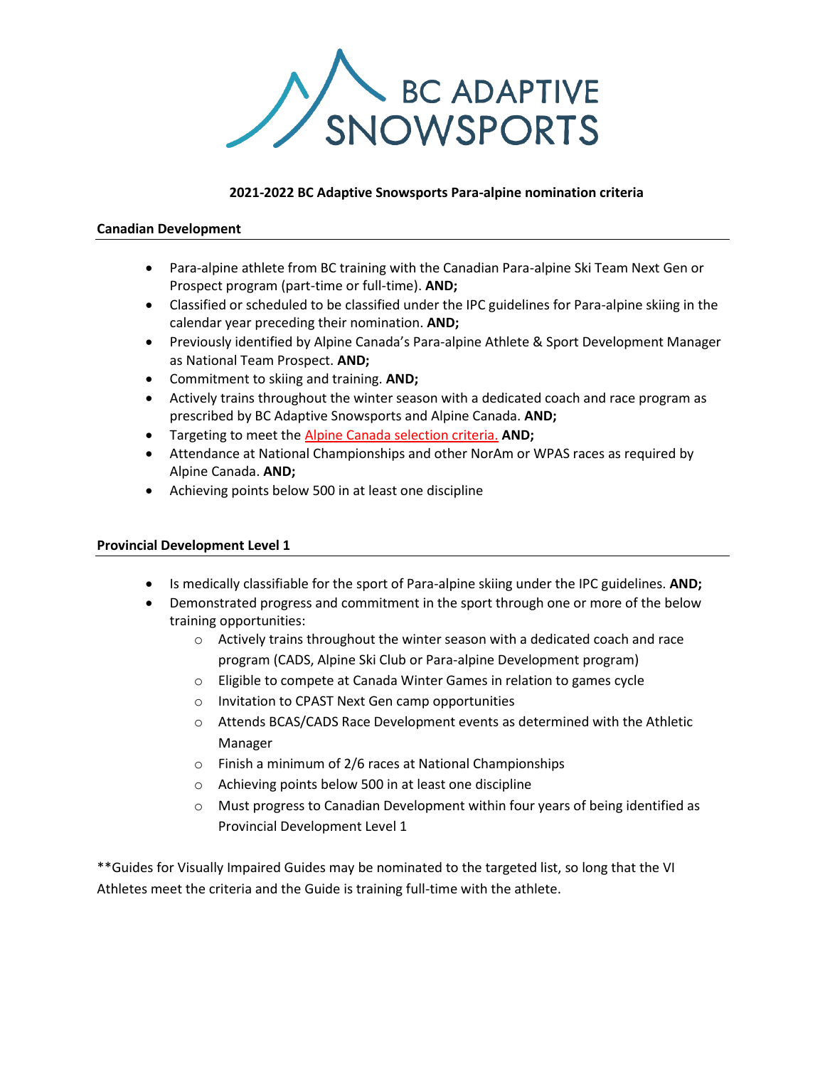# 2021-2022 BC Adaptive Snowsports Para-alpine nomination criteria

## Canadian Development

- Para-alpine athlete from BC training with the Canadian Para-alpine Ski Team Next Gen or Prospect program (part-time or full-time). **AND;**
- Classified or scheduled to be classified under the IPC guidelines for Para-alpine skiing in the calendar year preceding their nomination. **AND;**
- Previously identified by Alpine Canada's Para-alpine Athlete & Sport Development Manager as National Team Prospect. **AND;**
- Commitment to skiing and training. **AND;**
- Actively trains throughout the winter season with a dedicated coach and race program as prescribed by BC Adaptive Snowsports and Alpine Canada. **AND;**
- Targeting to meet the Alpine Canada selection criteria. **AND;**
- Attendance at National Championships and other NorAm or WPAS races as required by Alpine Canada. **AND;**
- Achieving points below 500 in at least one discipline

## Provincial Development Level 1

- Is medically classifiable for the sport of Para-alpine skiing under the IPC guidelines. **AND;**
- Demonstrated progress and commitment in the sport through one or more of the below training opportunities:
  - Actively trains throughout the winter season with a dedicated coach and race program (CADS, Alpine Ski Club or Para-alpine Development program)
  - Eligible to compete at Canada Winter Games in relation to games cycle
  - Invitation to CPAST Next Gen camp opportunities
  - Attends BCAS/CADS Race Development events as determined with the Athletic Manager
  - Finish a minimum of 2/6 races at National Championships
  - Achieving points below 500 in at least one discipline
  - Must progress to Canadian Development within four years of being identified as Provincial Development Level 1

**Guides for Visually Impaired Guides may be nominated to the targeted list, so long that the VI Athletes meet the criteria and the Guide is training full-time with the athlete.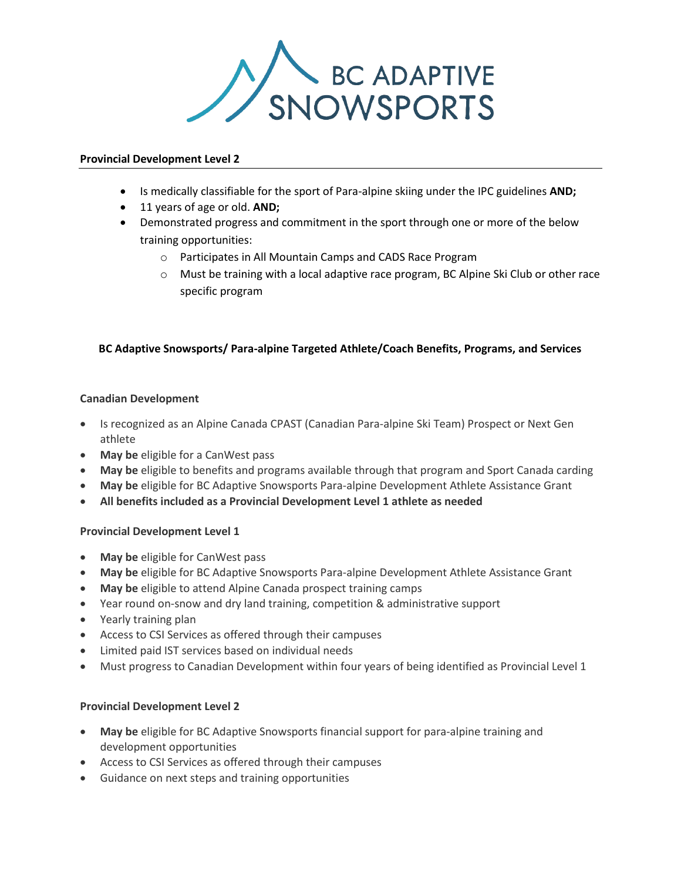**Provincial Development Level 2**

- Is medically classifiable for the sport of Para-alpine skiing under the IPC guidelines **AND;**
- 11 years of age or old. **AND;**
- Demonstrated progress and commitment in the sport through one or more of the below training opportunities:
  - Participates in All Mountain Camps and CADS Race Program
  - Must be training with a local adaptive race program, BC Alpine Ski Club or other race specific program

**BC Adaptive Snowsports/ Para-alpine Targeted Athlete/Coach Benefits, Programs, and Services**

**Canadian Development**

- Is recognized as an Alpine Canada CPAST (Canadian Para-alpine Ski Team) Prospect or Next Gen athlete
- **May be** eligible for a CanWest pass
- **May be** eligible to benefits and programs available through that program and Sport Canada carding
- **May be** eligible for BC Adaptive Snowsports Para-alpine Development Athlete Assistance Grant
- **All benefits included as a Provincial Development Level 1 athlete as needed**

**Provincial Development Level 1**

- **May be** eligible for CanWest pass
- **May be** eligible for BC Adaptive Snowsports Para-alpine Development Athlete Assistance Grant
- **May be** eligible to attend Alpine Canada prospect training camps
- Year round on-snow and dry land training, competition & administrative support
- Yearly training plan
- Access to CSI Services as offered through their campuses
- Limited paid IST services based on individual needs
- Must progress to Canadian Development within four years of being identified as Provincial Level 1

**Provincial Development Level 2**

- **May be** eligible for BC Adaptive Snowsports financial support for para-alpine training and development opportunities
- Access to CSI Services as offered through their campuses
- Guidance on next steps and training opportunities